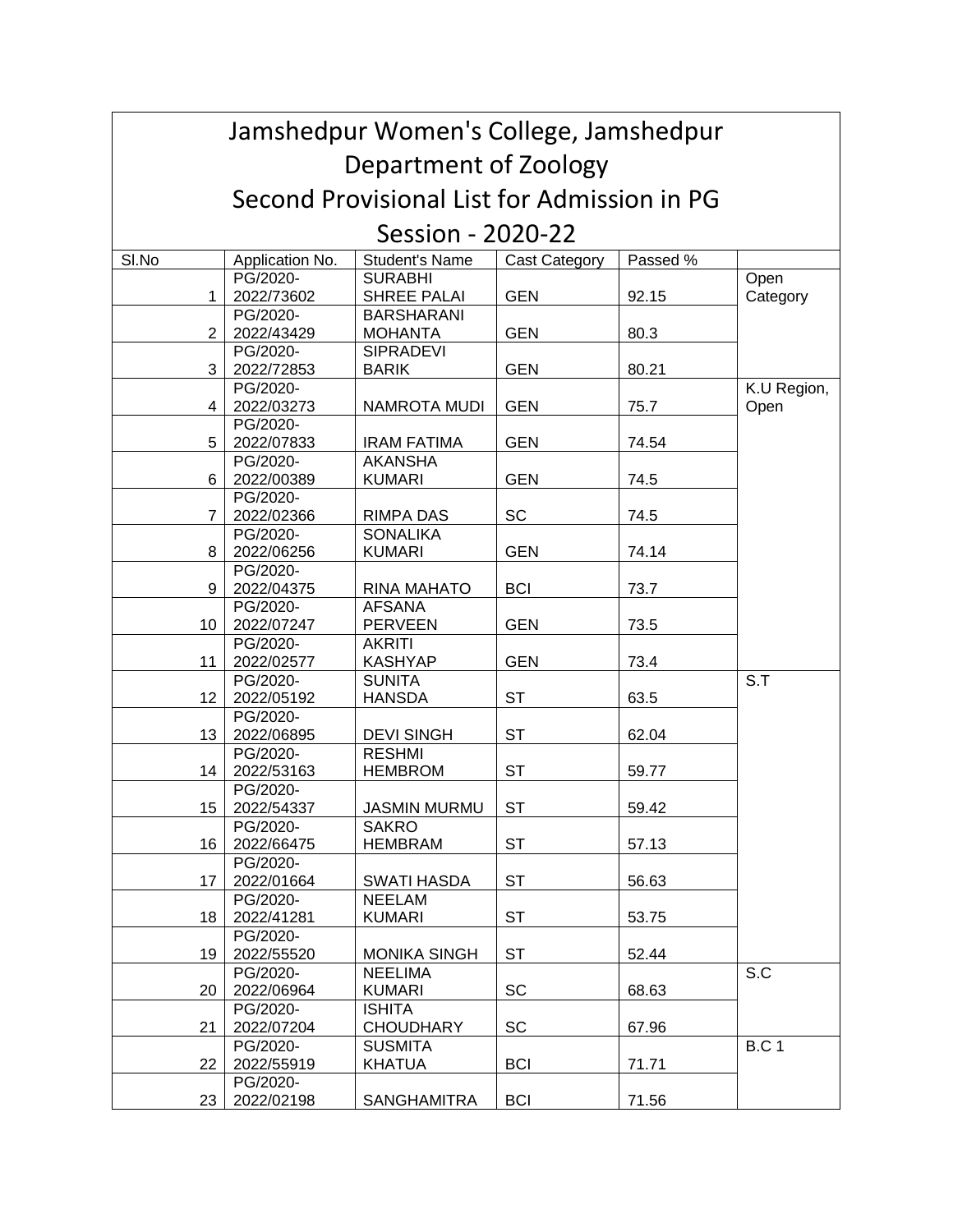# Jamshedpur Women's College, Jamshedpur

## Department of Zoology

## Second Provisional List for Admission in PG

## Session - 2020-22

| Sl.No | Application No. | Student's Name | Cast Category | Passed % | |
|---|---|---|---|---|---|
| 1 | PG/2020-2022/73602 | SURABHI SHREE PALAI | GEN | 92.15 | Open Category |
| 2 | PG/2020-2022/43429 | BARSHARANI MOHANTA | GEN | 80.3 | |
| 3 | PG/2020-2022/72853 | SIPRADEVI BARIK | GEN | 80.21 | |
| 4 | PG/2020-2022/03273 | NAMROTA MUDI | GEN | 75.7 | K.U Region, Open |
| 5 | PG/2020-2022/07833 | IRAM FATIMA | GEN | 74.54 | |
| 6 | PG/2020-2022/00389 | AKANSHA KUMARI | GEN | 74.5 | |
| 7 | PG/2020-2022/02366 | RIMPA DAS | SC | 74.5 | |
| 8 | PG/2020-2022/06256 | SONALIKA KUMARI | GEN | 74.14 | |
| 9 | PG/2020-2022/04375 | RINA MAHATO | BCI | 73.7 | |
| 10 | PG/2020-2022/07247 | AFSANA PERVEEN | GEN | 73.5 | |
| 11 | PG/2020-2022/02577 | AKRITI KASHYAP | GEN | 73.4 | |
| 12 | PG/2020-2022/05192 | SUNITA HANSDA | ST | 63.5 | S.T |
| 13 | PG/2020-2022/06895 | DEVI SINGH | ST | 62.04 | |
| 14 | PG/2020-2022/53163 | RESHMI HEMBROM | ST | 59.77 | |
| 15 | PG/2020-2022/54337 | JASMIN MURMU | ST | 59.42 | |
| 16 | PG/2020-2022/66475 | SAKRO HEMBRAM | ST | 57.13 | |
| 17 | PG/2020-2022/01664 | SWATI HASDA | ST | 56.63 | |
| 18 | PG/2020-2022/41281 | NEELAM KUMARI | ST | 53.75 | |
| 19 | PG/2020-2022/55520 | MONIKA SINGH | ST | 52.44 | |
| 20 | PG/2020-2022/06964 | NEELIMA KUMARI | SC | 68.63 | S.C |
| 21 | PG/2020-2022/07204 | ISHITA CHOUDHARY | SC | 67.96 | |
| 22 | PG/2020-2022/55919 | SUSMITA KHATUA | BCI | 71.71 | B.C 1 |
| 23 | PG/2020-2022/02198 | SANGHAMITRA | BCI | 71.56 | |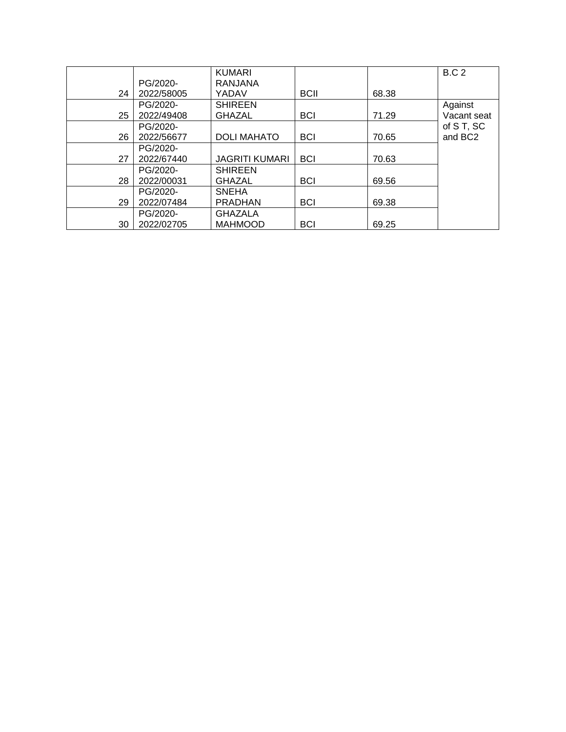| | | | | | |
|---|---|---|---|---|---|
| 24 | PG/2020-2022/58005 | KUMARI RANJANA YADAV | BCII | 68.38 | B.C 2 |
| 25 | PG/2020-2022/49408 | SHIREEN GHAZAL | BCI | 71.29 | Against Vacant seat of S T, SC and BC2 |
| 26 | PG/2020-2022/56677 | DOLI MAHATO | BCI | 70.65 | |
| 27 | PG/2020-2022/67440 | JAGRITI KUMARI | BCI | 70.63 | |
| 28 | PG/2020-2022/00031 | SHIREEN GHAZAL | BCI | 69.56 | |
| 29 | PG/2020-2022/07484 | SNEHA PRADHAN | BCI | 69.38 | |
| 30 | PG/2020-2022/02705 | GHAZALA MAHMOOD | BCI | 69.25 | |